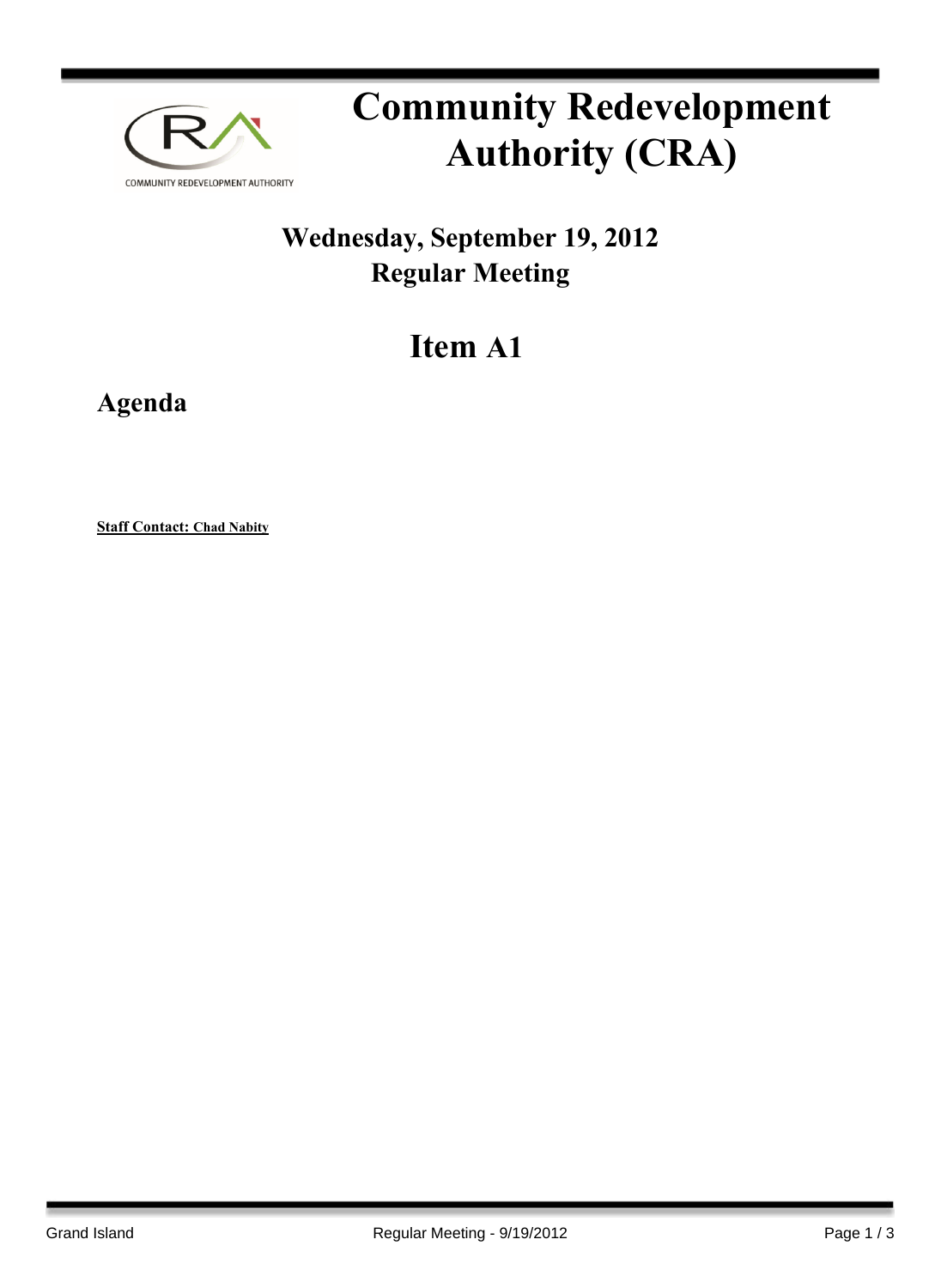# Community Redevelopment Authority (CRA)

## Wednesday, September 19, 2012
## Regular Meeting

## Item A1

### Agenda

**Staff Contact: Chad Nabity**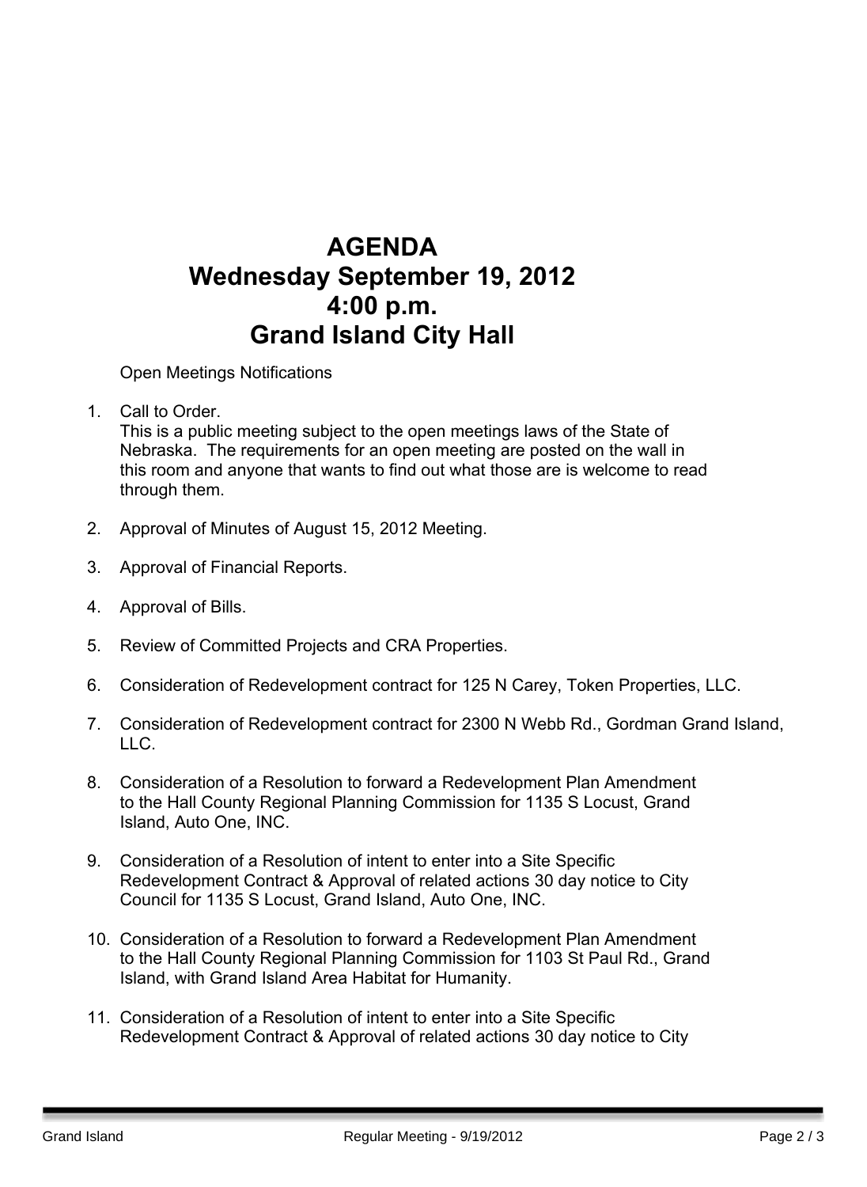# AGENDA
# Wednesday September 19, 2012
# 4:00 p.m.
# Grand Island City Hall

Open Meetings Notifications

1. Call to Order.
   This is a public meeting subject to the open meetings laws of the State of Nebraska. The requirements for an open meeting are posted on the wall in this room and anyone that wants to find out what those are is welcome to read through them.

2. Approval of Minutes of August 15, 2012 Meeting.

3. Approval of Financial Reports.

4. Approval of Bills.

5. Review of Committed Projects and CRA Properties.

6. Consideration of Redevelopment contract for 125 N Carey, Token Properties, LLC.

7. Consideration of Redevelopment contract for 2300 N Webb Rd., Gordman Grand Island, LLC.

8. Consideration of a Resolution to forward a Redevelopment Plan Amendment to the Hall County Regional Planning Commission for 1135 S Locust, Grand Island, Auto One, INC.

9. Consideration of a Resolution of intent to enter into a Site Specific Redevelopment Contract & Approval of related actions 30 day notice to City Council for 1135 S Locust, Grand Island, Auto One, INC.

10. Consideration of a Resolution to forward a Redevelopment Plan Amendment to the Hall County Regional Planning Commission for 1103 St Paul Rd., Grand Island, with Grand Island Area Habitat for Humanity.

11. Consideration of a Resolution of intent to enter into a Site Specific Redevelopment Contract & Approval of related actions 30 day notice to City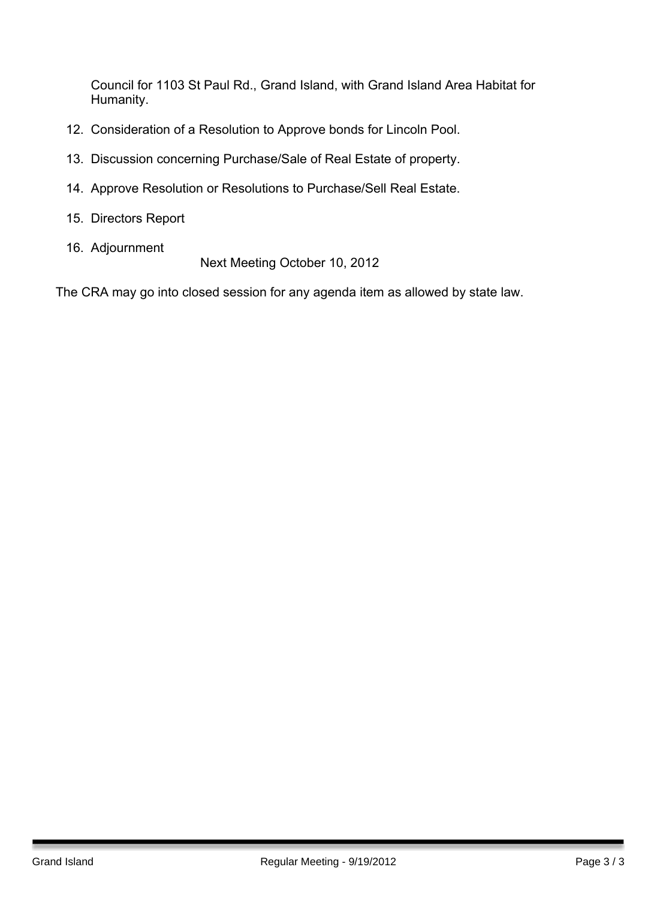Council for 1103 St Paul Rd., Grand Island, with Grand Island Area Habitat for Humanity.

12. Consideration of a Resolution to Approve bonds for Lincoln Pool.

13. Discussion concerning Purchase/Sale of Real Estate of property.

14. Approve Resolution or Resolutions to Purchase/Sell Real Estate.

15. Directors Report

16. Adjournment

    Next Meeting October 10, 2012

The CRA may go into closed session for any agenda item as allowed by state law.